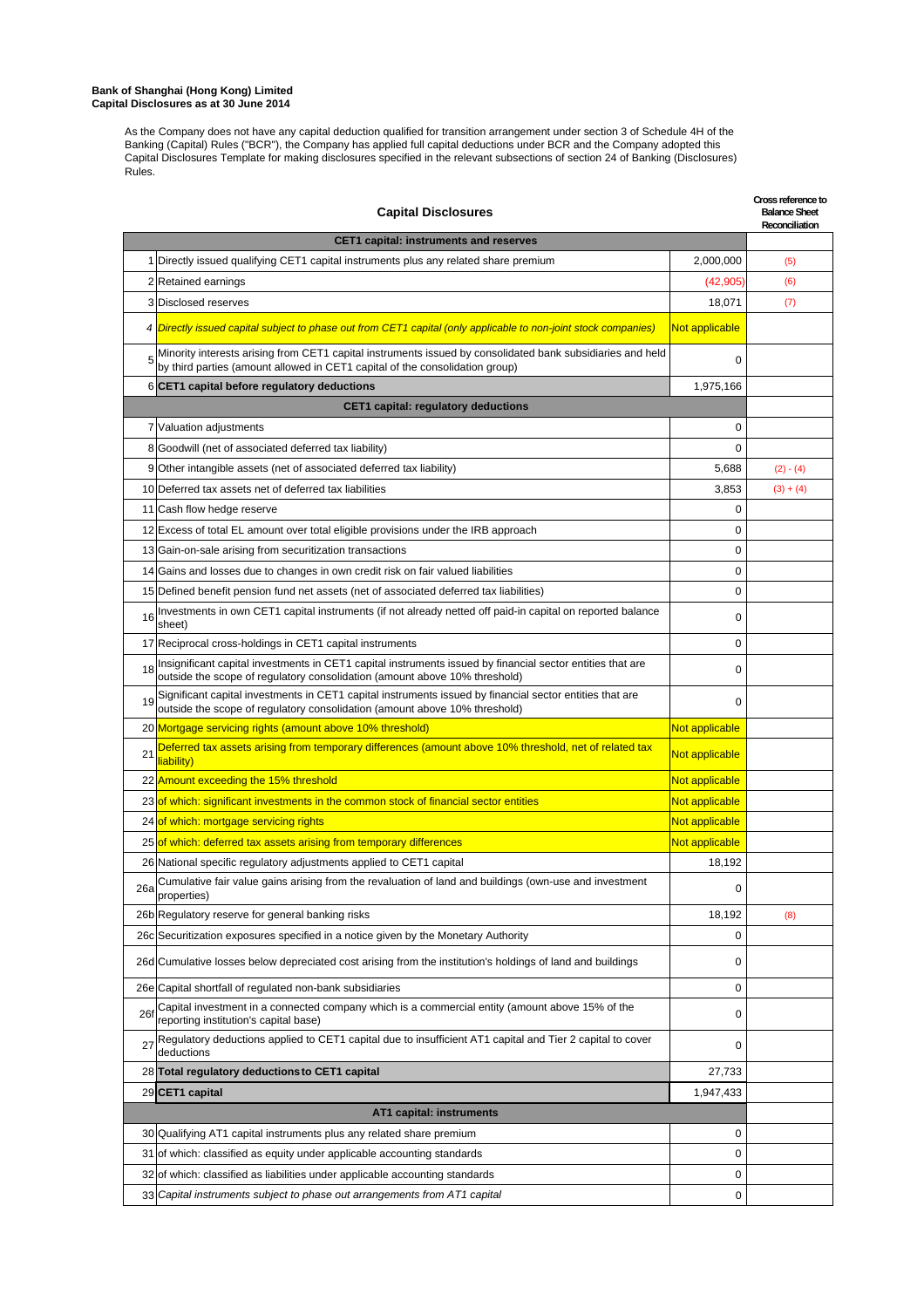**Bank of Shanghai (Hong Kong) Limited**
**Capital Disclosures as at 30 June 2014**

As the Company does not have any capital deduction qualified for transition arrangement under section 3 of Schedule 4H of the Banking (Capital) Rules ("BCR"), the Company has applied full capital deductions under BCR and the Company adopted this Capital Disclosures Template for making disclosures specified in the relevant subsections of section 24 of Banking (Disclosures) Rules.

| | Capital Disclosures | | Cross reference to Balance Sheet Reconciliation |
|---|---|---|---|
| | **CET1 capital: instruments and reserves** | | |
| 1 | Directly issued qualifying CET1 capital instruments plus any related share premium | 2,000,000 | (5) |
| 2 | Retained earnings | (42,905) | (6) |
| 3 | Disclosed reserves | 18,071 | (7) |
| 4 | *Directly issued capital subject to phase out from CET1 capital (only applicable to non-joint stock companies)* | Not applicable | |
| 5 | Minority interests arising from CET1 capital instruments issued by consolidated bank subsidiaries and held by third parties (amount allowed in CET1 capital of the consolidation group) | 0 | |
| 6 | **CET1 capital before regulatory deductions** | 1,975,166 | |
| | **CET1 capital: regulatory deductions** | | |
| 7 | Valuation adjustments | 0 | |
| 8 | Goodwill (net of associated deferred tax liability) | 0 | |
| 9 | Other intangible assets (net of associated deferred tax liability) | 5,688 | (2) - (4) |
| 10 | Deferred tax assets net of deferred tax liabilities | 3,853 | (3) + (4) |
| 11 | Cash flow hedge reserve | 0 | |
| 12 | Excess of total EL amount over total eligible provisions under the IRB approach | 0 | |
| 13 | Gain-on-sale arising from securitization transactions | 0 | |
| 14 | Gains and losses due to changes in own credit risk on fair valued liabilities | 0 | |
| 15 | Defined benefit pension fund net assets (net of associated deferred tax liabilities) | 0 | |
| 16 | Investments in own CET1 capital instruments (if not already netted off paid-in capital on reported balance sheet) | 0 | |
| 17 | Reciprocal cross-holdings in CET1 capital instruments | 0 | |
| 18 | Insignificant capital investments in CET1 capital instruments issued by financial sector entities that are outside the scope of regulatory consolidation (amount above 10% threshold) | 0 | |
| 19 | Significant capital investments in CET1 capital instruments issued by financial sector entities that are outside the scope of regulatory consolidation (amount above 10% threshold) | 0 | |
| 20 | Mortgage servicing rights (amount above 10% threshold) | Not applicable | |
| 21 | Deferred tax assets arising from temporary differences (amount above 10% threshold, net of related tax liability) | Not applicable | |
| 22 | Amount exceeding the 15% threshold | Not applicable | |
| 23 | of which: significant investments in the common stock of financial sector entities | Not applicable | |
| 24 | of which: mortgage servicing rights | Not applicable | |
| 25 | of which: deferred tax assets arising from temporary differences | Not applicable | |
| 26 | National specific regulatory adjustments applied to CET1 capital | 18,192 | |
| 26a | Cumulative fair value gains arising from the revaluation of land and buildings (own-use and investment properties) | 0 | |
| 26b | Regulatory reserve for general banking risks | 18,192 | (8) |
| 26c | Securitization exposures specified in a notice given by the Monetary Authority | 0 | |
| 26d | Cumulative losses below depreciated cost arising from the institution's holdings of land and buildings | 0 | |
| 26e | Capital shortfall of regulated non-bank subsidiaries | 0 | |
| 26f | Capital investment in a connected company which is a commercial entity (amount above 15% of the reporting institution's capital base) | 0 | |
| 27 | Regulatory deductions applied to CET1 capital due to insufficient AT1 capital and Tier 2 capital to cover deductions | 0 | |
| 28 | **Total regulatory deductions to CET1 capital** | 27,733 | |
| 29 | **CET1 capital** | 1,947,433 | |
| | **AT1 capital: instruments** | | |
| 30 | Qualifying AT1 capital instruments plus any related share premium | 0 | |
| 31 | of which: classified as equity under applicable accounting standards | 0 | |
| 32 | of which: classified as liabilities under applicable accounting standards | 0 | |
| 33 | *Capital instruments subject to phase out arrangements from AT1 capital* | 0 | |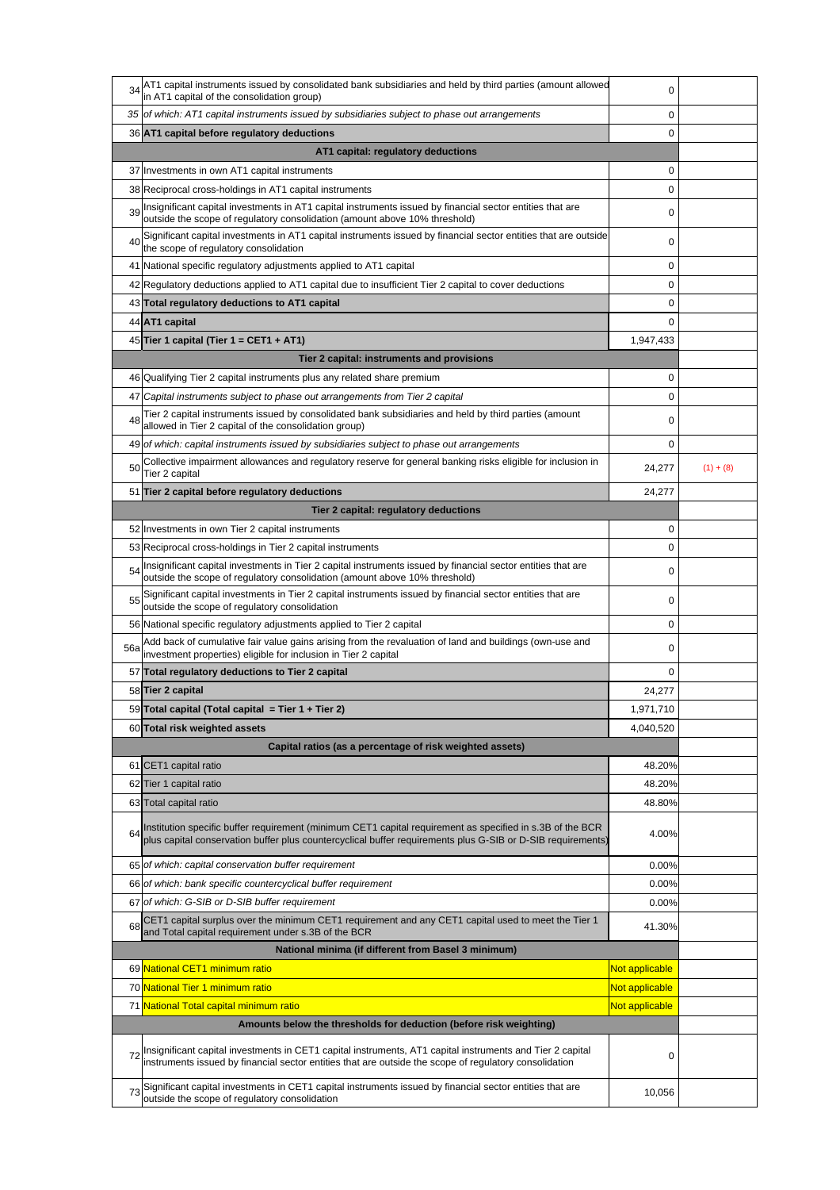| | | | |
|---|---|---|---|
| 34 | AT1 capital instruments issued by consolidated bank subsidiaries and held by third parties (amount allowed in AT1 capital of the consolidation group) | 0 | |
| 35 | *of which: AT1 capital instruments issued by subsidiaries subject to phase out arrangements* | 0 | |
| 36 | **AT1 capital before regulatory deductions** | 0 | |
| | **AT1 capital: regulatory deductions** | | |
| 37 | Investments in own AT1 capital instruments | 0 | |
| 38 | Reciprocal cross-holdings in AT1 capital instruments | 0 | |
| 39 | Insignificant capital investments in AT1 capital instruments issued by financial sector entities that are outside the scope of regulatory consolidation (amount above 10% threshold) | 0 | |
| 40 | Significant capital investments in AT1 capital instruments issued by financial sector entities that are outside the scope of regulatory consolidation | 0 | |
| 41 | National specific regulatory adjustments applied to AT1 capital | 0 | |
| 42 | Regulatory deductions applied to AT1 capital due to insufficient Tier 2 capital to cover deductions | 0 | |
| 43 | **Total regulatory deductions to AT1 capital** | 0 | |
| 44 | **AT1 capital** | 0 | |
| 45 | **Tier 1 capital (Tier 1 = CET1 + AT1)** | 1,947,433 | |
| | **Tier 2 capital: instruments and provisions** | | |
| 46 | Qualifying Tier 2 capital instruments plus any related share premium | 0 | |
| 47 | *Capital instruments subject to phase out arrangements from Tier 2 capital* | 0 | |
| 48 | Tier 2 capital instruments issued by consolidated bank subsidiaries and held by third parties (amount allowed in Tier 2 capital of the consolidation group) | 0 | |
| 49 | *of which: capital instruments issued by subsidiaries subject to phase out arrangements* | 0 | |
| 50 | Collective impairment allowances and regulatory reserve for general banking risks eligible for inclusion in Tier 2 capital | 24,277 | (1) + (8) |
| 51 | **Tier 2 capital before regulatory deductions** | 24,277 | |
| | **Tier 2 capital: regulatory deductions** | | |
| 52 | Investments in own Tier 2 capital instruments | 0 | |
| 53 | Reciprocal cross-holdings in Tier 2 capital instruments | 0 | |
| 54 | Insignificant capital investments in Tier 2 capital instruments issued by financial sector entities that are outside the scope of regulatory consolidation (amount above 10% threshold) | 0 | |
| 55 | Significant capital investments in Tier 2 capital instruments issued by financial sector entities that are outside the scope of regulatory consolidation | 0 | |
| 56 | National specific regulatory adjustments applied to Tier 2 capital | 0 | |
| 56a | Add back of cumulative fair value gains arising from the revaluation of land and buildings (own-use and investment properties) eligible for inclusion in Tier 2 capital | 0 | |
| 57 | **Total regulatory deductions to Tier 2 capital** | 0 | |
| 58 | **Tier 2 capital** | 24,277 | |
| 59 | **Total capital (Total capital = Tier 1 + Tier 2)** | 1,971,710 | |
| 60 | **Total risk weighted assets** | 4,040,520 | |
| | **Capital ratios (as a percentage of risk weighted assets)** | | |
| 61 | CET1 capital ratio | 48.20% | |
| 62 | Tier 1 capital ratio | 48.20% | |
| 63 | Total capital ratio | 48.80% | |
| 64 | Institution specific buffer requirement (minimum CET1 capital requirement as specified in s.3B of the BCR plus capital conservation buffer plus countercyclical buffer requirements plus G-SIB or D-SIB requirements) | 4.00% | |
| 65 | *of which: capital conservation buffer requirement* | 0.00% | |
| 66 | *of which: bank specific countercyclical buffer requirement* | 0.00% | |
| 67 | *of which: G-SIB or D-SIB buffer requirement* | 0.00% | |
| 68 | CET1 capital surplus over the minimum CET1 requirement and any CET1 capital used to meet the Tier 1 and Total capital requirement under s.3B of the BCR | 41.30% | |
| | **National minima (if different from Basel 3 minimum)** | | |
| 69 | National CET1 minimum ratio | Not applicable | |
| 70 | National Tier 1 minimum ratio | Not applicable | |
| 71 | National Total capital minimum ratio | Not applicable | |
| | **Amounts below the thresholds for deduction (before risk weighting)** | | |
| 72 | Insignificant capital investments in CET1 capital instruments, AT1 capital instruments and Tier 2 capital instruments issued by financial sector entities that are outside the scope of regulatory consolidation | 0 | |
| 73 | Significant capital investments in CET1 capital instruments issued by financial sector entities that are outside the scope of regulatory consolidation | 10,056 | |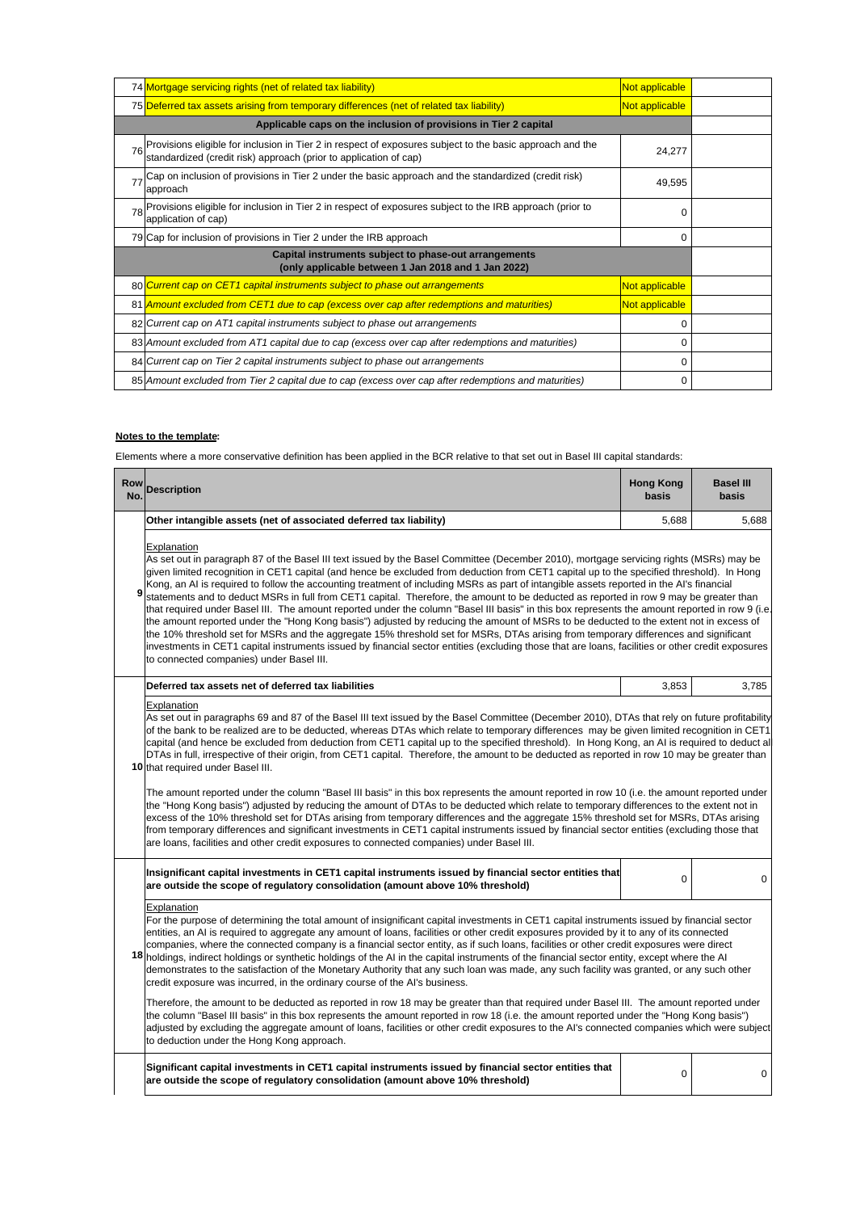| | | | |
|---|---|---|---|
| 74 | Mortgage servicing rights (net of related tax liability) | Not applicable | |
| 75 | Deferred tax assets arising from temporary differences (net of related tax liability) | Not applicable | |
| | **Applicable caps on the inclusion of provisions in Tier 2 capital** | | |
| 76 | Provisions eligible for inclusion in Tier 2 in respect of exposures subject to the basic approach and the standardized (credit risk) approach (prior to application of cap) | 24,277 | |
| 77 | Cap on inclusion of provisions in Tier 2 under the basic approach and the standardized (credit risk) approach | 49,595 | |
| 78 | Provisions eligible for inclusion in Tier 2 in respect of exposures subject to the IRB approach (prior to application of cap) | 0 | |
| 79 | Cap for inclusion of provisions in Tier 2 under the IRB approach | 0 | |
| | **Capital instruments subject to phase-out arrangements (only applicable between 1 Jan 2018 and 1 Jan 2022)** | | |
| 80 | *Current cap on CET1 capital instruments subject to phase out arrangements* | Not applicable | |
| 81 | *Amount excluded from CET1 due to cap (excess over cap after redemptions and maturities)* | Not applicable | |
| 82 | *Current cap on AT1 capital instruments subject to phase out arrangements* | 0 | |
| 83 | *Amount excluded from AT1 capital due to cap (excess over cap after redemptions and maturities)* | 0 | |
| 84 | *Current cap on Tier 2 capital instruments subject to phase out arrangements* | 0 | |
| 85 | *Amount excluded from Tier 2 capital due to cap (excess over cap after redemptions and maturities)* | 0 | |

**Notes to the template:**

Elements where a more conservative definition has been applied in the BCR relative to that set out in Basel III capital standards:

| Row No. | Description | Hong Kong basis | Basel III basis |
|---|---|---|---|
| 9 | **Other intangible assets (net of associated deferred tax liability)** | 5,688 | 5,688 |
| | Explanation<br>As set out in paragraph 87 of the Basel III text issued by the Basel Committee (December 2010), mortgage servicing rights (MSRs) may be given limited recognition in CET1 capital (and hence be excluded from deduction from CET1 capital up to the specified threshold). In Hong Kong, an AI is required to follow the accounting treatment of including MSRs as part of intangible assets reported in the AI's financial statements and to deduct MSRs in full from CET1 capital. Therefore, the amount to be deducted as reported in row 9 may be greater than that required under Basel III. The amount reported under the column "Basel III basis" in this box represents the amount reported in row 9 (i.e. the amount reported under the "Hong Kong basis") adjusted by reducing the amount of MSRs to be deducted to the extent not in excess of the 10% threshold set for MSRs and the aggregate 15% threshold set for MSRs, DTAs arising from temporary differences and significant investments in CET1 capital instruments issued by financial sector entities (excluding those that are loans, facilities or other credit exposures to connected companies) under Basel III. | | |
| 10 | **Deferred tax assets net of deferred tax liabilities** | 3,853 | 3,785 |
| | Explanation<br>As set out in paragraphs 69 and 87 of the Basel III text issued by the Basel Committee (December 2010), DTAs that rely on future profitability of the bank to be realized are to be deducted, whereas DTAs which relate to temporary differences may be given limited recognition in CET1 capital (and hence be excluded from deduction from CET1 capital up to the specified threshold). In Hong Kong, an AI is required to deduct all DTAs in full, irrespective of their origin, from CET1 capital. Therefore, the amount to be deducted as reported in row 10 may be greater than that required under Basel III.<br><br>The amount reported under the column "Basel III basis" in this box represents the amount reported in row 10 (i.e. the amount reported under the "Hong Kong basis") adjusted by reducing the amount of DTAs to be deducted which relate to temporary differences to the extent not in excess of the 10% threshold set for DTAs arising from temporary differences and the aggregate 15% threshold set for MSRs, DTAs arising from temporary differences and significant investments in CET1 capital instruments issued by financial sector entities (excluding those that are loans, facilities and other credit exposures to connected companies) under Basel III. | | |
| 18 | **Insignificant capital investments in CET1 capital instruments issued by financial sector entities that are outside the scope of regulatory consolidation (amount above 10% threshold)** | 0 | 0 |
| | Explanation<br>For the purpose of determining the total amount of insignificant capital investments in CET1 capital instruments issued by financial sector entities, an AI is required to aggregate any amount of loans, facilities or other credit exposures provided by it to any of its connected companies, where the connected company is a financial sector entity, as if such loans, facilities or other credit exposures were direct holdings, indirect holdings or synthetic holdings of the AI in the capital instruments of the financial sector entity, except where the AI demonstrates to the satisfaction of the Monetary Authority that any such loan was made, any such facility was granted, or any such other credit exposure was incurred, in the ordinary course of the AI's business.<br><br>Therefore, the amount to be deducted as reported in row 18 may be greater than that required under Basel III. The amount reported under the column "Basel III basis" in this box represents the amount reported in row 18 (i.e. the amount reported under the "Hong Kong basis") adjusted by excluding the aggregate amount of loans, facilities or other credit exposures to the AI's connected companies which were subject to deduction under the Hong Kong approach. | | |
| | **Significant capital investments in CET1 capital instruments issued by financial sector entities that are outside the scope of regulatory consolidation (amount above 10% threshold)** | 0 | 0 |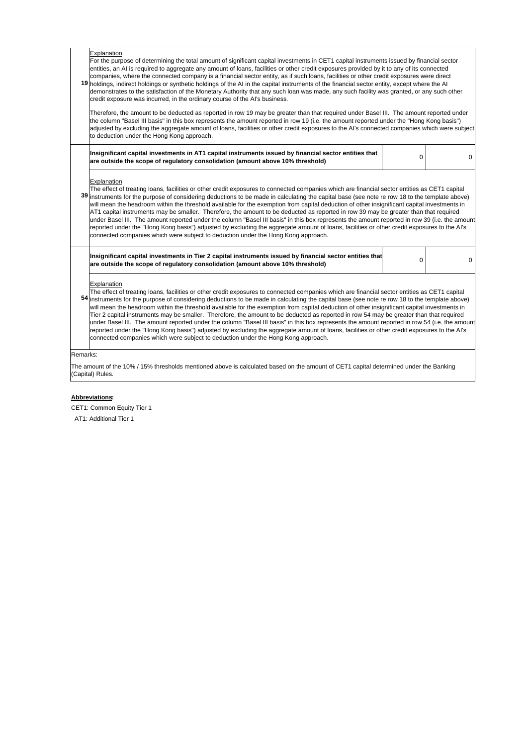| | | | |
|---|---|---|---|
| 19 | Explanation<br>For the purpose of determining the total amount of significant capital investments in CET1 capital instruments issued by financial sector entities, an AI is required to aggregate any amount of loans, facilities or other credit exposures provided by it to any of its connected companies, where the connected company is a financial sector entity, as if such loans, facilities or other credit exposures were direct holdings, indirect holdings or synthetic holdings of the AI in the capital instruments of the financial sector entity, except where the AI demonstrates to the satisfaction of the Monetary Authority that any such loan was made, any such facility was granted, or any such other credit exposure was incurred, in the ordinary course of the AI's business.<br><br>Therefore, the amount to be deducted as reported in row 19 may be greater than that required under Basel III. The amount reported under the column "Basel III basis" in this box represents the amount reported in row 19 (i.e. the amount reported under the "Hong Kong basis") adjusted by excluding the aggregate amount of loans, facilities or other credit exposures to the AI's connected companies which were subject to deduction under the Hong Kong approach. | | |
| 39 | **Insignificant capital investments in AT1 capital instruments issued by financial sector entities that are outside the scope of regulatory consolidation (amount above 10% threshold)** | 0 | 0 |
| | Explanation<br>The effect of treating loans, facilities or other credit exposures to connected companies which are financial sector entities as CET1 capital instruments for the purpose of considering deductions to be made in calculating the capital base (see note re row 18 to the template above) will mean the headroom within the threshold available for the exemption from capital deduction of other insignificant capital investments in AT1 capital instruments may be smaller. Therefore, the amount to be deducted as reported in row 39 may be greater than that required under Basel III. The amount reported under the column "Basel III basis" in this box represents the amount reported in row 39 (i.e. the amount reported under the "Hong Kong basis") adjusted by excluding the aggregate amount of loans, facilities or other credit exposures to the AI's connected companies which were subject to deduction under the Hong Kong approach. | | |
| 54 | **Insignificant capital investments in Tier 2 capital instruments issued by financial sector entities that are outside the scope of regulatory consolidation (amount above 10% threshold)** | 0 | 0 |
| | Explanation<br>The effect of treating loans, facilities or other credit exposures to connected companies which are financial sector entities as CET1 capital instruments for the purpose of considering deductions to be made in calculating the capital base (see note re row 18 to the template above) will mean the headroom within the threshold available for the exemption from capital deduction of other insignificant capital investments in Tier 2 capital instruments may be smaller. Therefore, the amount to be deducted as reported in row 54 may be greater than that required under Basel III. The amount reported under the column "Basel III basis" in this box represents the amount reported in row 54 (i.e. the amount reported under the "Hong Kong basis") adjusted by excluding the aggregate amount of loans, facilities or other credit exposures to the AI's connected companies which were subject to deduction under the Hong Kong approach. | | |

Remarks:

The amount of the 10% / 15% thresholds mentioned above is calculated based on the amount of CET1 capital determined under the Banking (Capital) Rules.

**Abbreviations:**

CET1: Common Equity Tier 1

AT1: Additional Tier 1